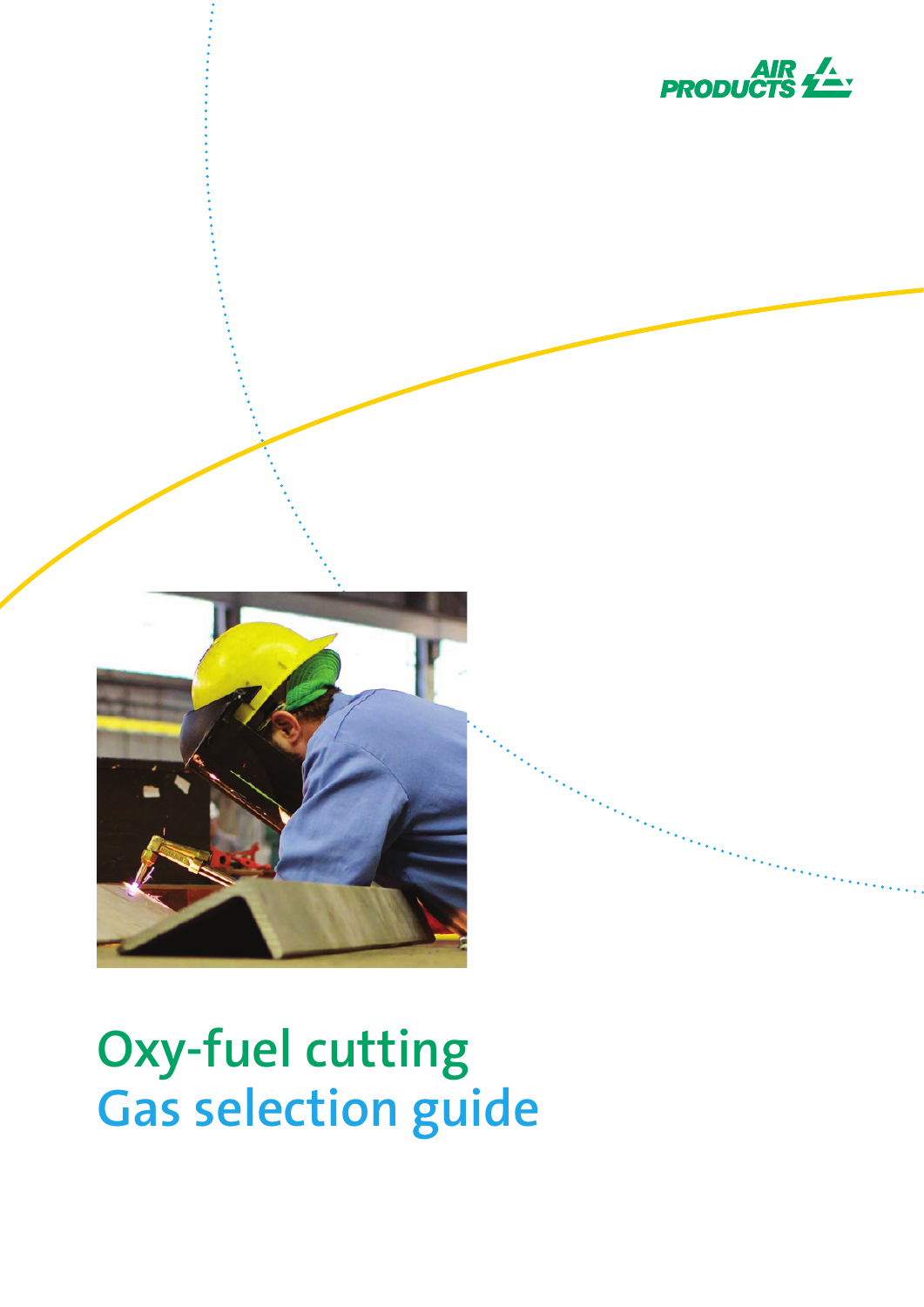AIR PRODUCTS

# Oxy-fuel cutting
## Gas selection guide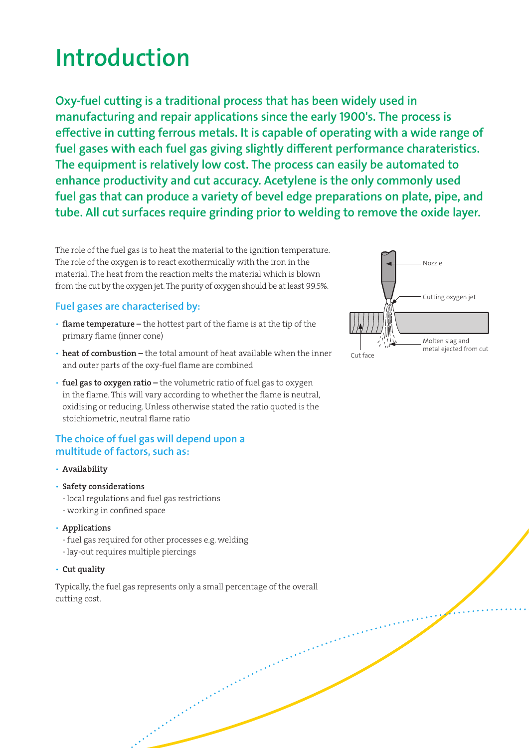# Introduction

**Oxy-fuel cutting is a traditional process that has been widely used in manufacturing and repair applications since the early 1900's. The process is effective in cutting ferrous metals. It is capable of operating with a wide range of fuel gases with each fuel gas giving slightly different performance charateristics. The equipment is relatively low cost. The process can easily be automated to enhance productivity and cut accuracy. Acetylene is the only commonly used fuel gas that can produce a variety of bevel edge preparations on plate, pipe, and tube. All cut surfaces require grinding prior to welding to remove the oxide layer.**

The role of the fuel gas is to heat the material to the ignition temperature. The role of the oxygen is to react exothermically with the iron in the material. The heat from the reaction melts the material which is blown from the cut by the oxygen jet. The purity of oxygen should be at least 99.5%.

Nozzle

Cutting oxygen jet

Molten slag and metal ejected from cut

Cut face

### Fuel gases are characterised by:

- **flame temperature –** the hottest part of the flame is at the tip of the primary flame (inner cone)
- **heat of combustion –** the total amount of heat available when the inner and outer parts of the oxy-fuel flame are combined
- **fuel gas to oxygen ratio –** the volumetric ratio of fuel gas to oxygen in the flame. This will vary according to whether the flame is neutral, oxidising or reducing. Unless otherwise stated the ratio quoted is the stoichiometric, neutral flame ratio

### The choice of fuel gas will depend upon a multitude of factors, such as:

- **Availability**
- **Safety considerations**
  - local regulations and fuel gas restrictions
  - working in confined space
- **Applications**
  - fuel gas required for other processes e.g. welding
  - lay-out requires multiple piercings
- **Cut quality**

Typically, the fuel gas represents only a small percentage of the overall cutting cost.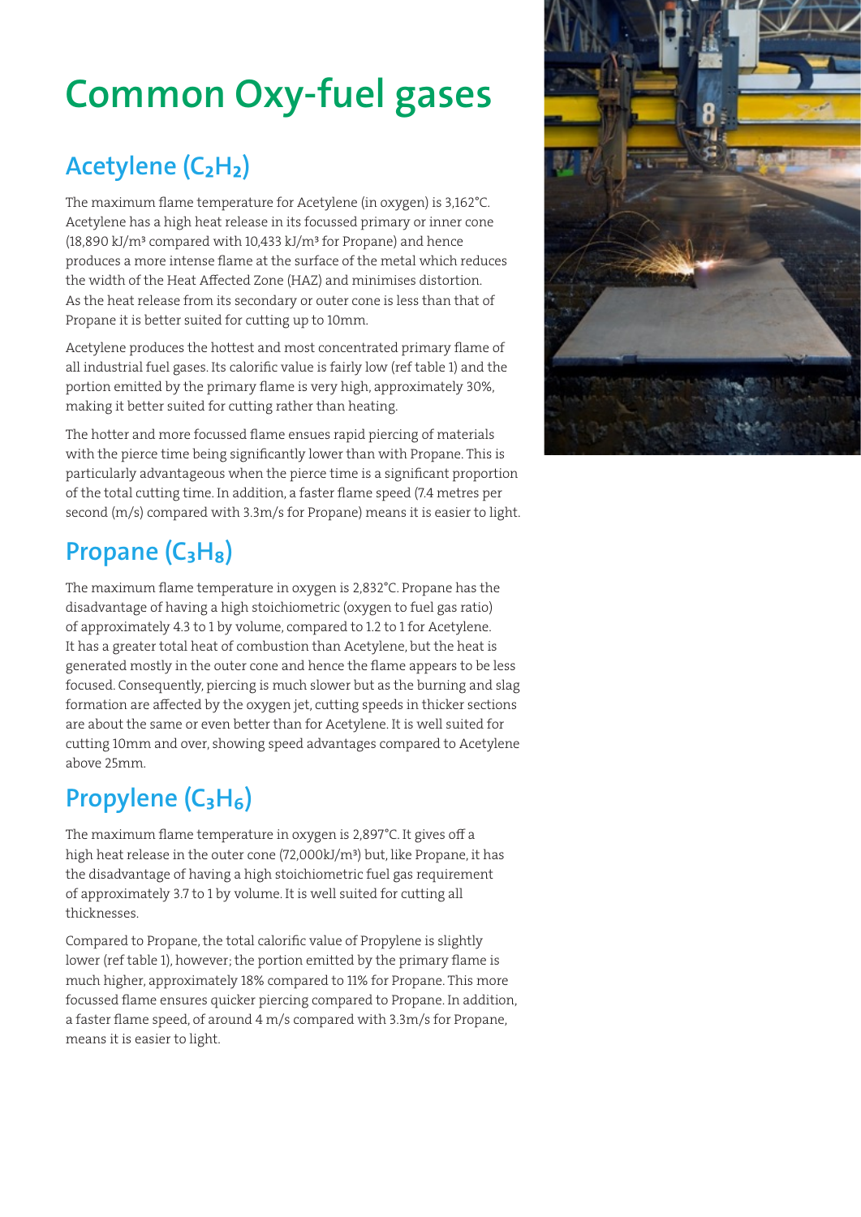# Common Oxy-fuel gases

## Acetylene ($C_2H_2$)

The maximum flame temperature for Acetylene (in oxygen) is 3,162°C. Acetylene has a high heat release in its focussed primary or inner cone (18,890 kJ/m³ compared with 10,433 kJ/m³ for Propane) and hence produces a more intense flame at the surface of the metal which reduces the width of the Heat Affected Zone (HAZ) and minimises distortion. As the heat release from its secondary or outer cone is less than that of Propane it is better suited for cutting up to 10mm.

Acetylene produces the hottest and most concentrated primary flame of all industrial fuel gases. Its calorific value is fairly low (ref table 1) and the portion emitted by the primary flame is very high, approximately 30%, making it better suited for cutting rather than heating.

The hotter and more focussed flame ensues rapid piercing of materials with the pierce time being significantly lower than with Propane. This is particularly advantageous when the pierce time is a significant proportion of the total cutting time. In addition, a faster flame speed (7.4 metres per second (m/s) compared with 3.3m/s for Propane) means it is easier to light.

## Propane ($C_3H_8$)

The maximum flame temperature in oxygen is 2,832°C. Propane has the disadvantage of having a high stoichiometric (oxygen to fuel gas ratio) of approximately 4.3 to 1 by volume, compared to 1.2 to 1 for Acetylene. It has a greater total heat of combustion than Acetylene, but the heat is generated mostly in the outer cone and hence the flame appears to be less focused. Consequently, piercing is much slower but as the burning and slag formation are affected by the oxygen jet, cutting speeds in thicker sections are about the same or even better than for Acetylene. It is well suited for cutting 10mm and over, showing speed advantages compared to Acetylene above 25mm.

## Propylene ($C_3H_6$)

The maximum flame temperature in oxygen is 2,897°C. It gives off a high heat release in the outer cone (72,000kJ/m³) but, like Propane, it has the disadvantage of having a high stoichiometric fuel gas requirement of approximately 3.7 to 1 by volume. It is well suited for cutting all thicknesses.

Compared to Propane, the total calorific value of Propylene is slightly lower (ref table 1), however; the portion emitted by the primary flame is much higher, approximately 18% compared to 11% for Propane. This more focussed flame ensures quicker piercing compared to Propane. In addition, a faster flame speed, of around 4 m/s compared with 3.3m/s for Propane, means it is easier to light.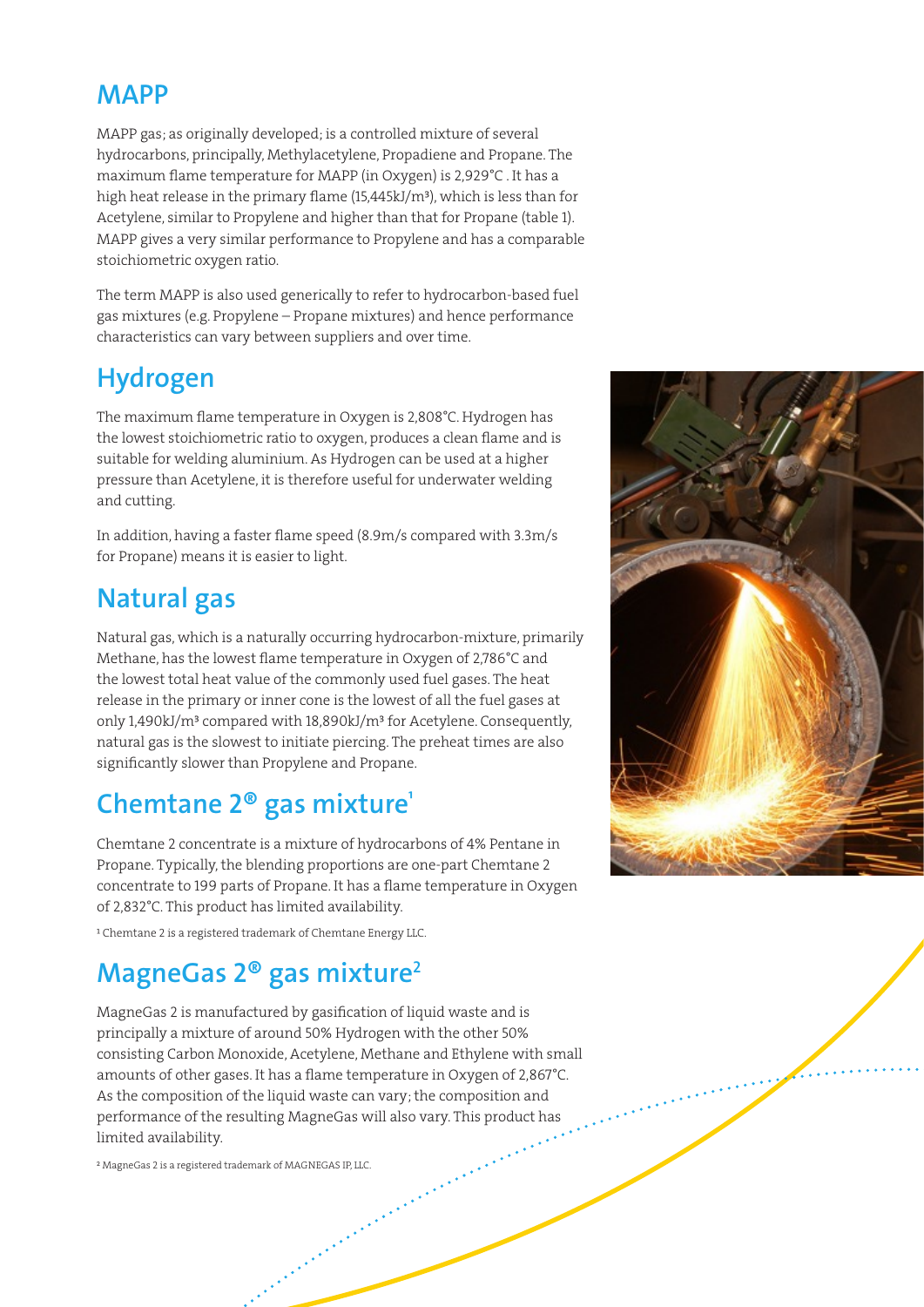## MAPP

MAPP gas; as originally developed; is a controlled mixture of several hydrocarbons, principally, Methylacetylene, Propadiene and Propane. The maximum flame temperature for MAPP (in Oxygen) is 2,929°C . It has a high heat release in the primary flame (15,445kJ/m$^3$), which is less than for Acetylene, similar to Propylene and higher than that for Propane (table 1). MAPP gives a very similar performance to Propylene and has a comparable stoichiometric oxygen ratio.

The term MAPP is also used generically to refer to hydrocarbon-based fuel gas mixtures (e.g. Propylene – Propane mixtures) and hence performance characteristics can vary between suppliers and over time.

## Hydrogen

The maximum flame temperature in Oxygen is 2,808°C. Hydrogen has the lowest stoichiometric ratio to oxygen, produces a clean flame and is suitable for welding aluminium. As Hydrogen can be used at a higher pressure than Acetylene, it is therefore useful for underwater welding and cutting.

In addition, having a faster flame speed (8.9m/s compared with 3.3m/s for Propane) means it is easier to light.

## Natural gas

Natural gas, which is a naturally occurring hydrocarbon-mixture, primarily Methane, has the lowest flame temperature in Oxygen of 2,786°C and the lowest total heat value of the commonly used fuel gases. The heat release in the primary or inner cone is the lowest of all the fuel gases at only 1,490kJ/m$^3$ compared with 18,890kJ/m$^3$ for Acetylene. Consequently, natural gas is the slowest to initiate piercing. The preheat times are also significantly slower than Propylene and Propane.

## Chemtane 2® gas mixture[1]

Chemtane 2 concentrate is a mixture of hydrocarbons of 4% Pentane in Propane. Typically, the blending proportions are one-part Chemtane 2 concentrate to 199 parts of Propane. It has a flame temperature in Oxygen of 2,832°C. This product has limited availability.

[1] Chemtane 2 is a registered trademark of Chemtane Energy LLC.

## MagneGas 2® gas mixture[2]

MagneGas 2 is manufactured by gasification of liquid waste and is principally a mixture of around 50% Hydrogen with the other 50% consisting Carbon Monoxide, Acetylene, Methane and Ethylene with small amounts of other gases. It has a flame temperature in Oxygen of 2,867°C. As the composition of the liquid waste can vary; the composition and performance of the resulting MagneGas will also vary. This product has limited availability.

[2] MagneGas 2 is a registered trademark of MAGNEGAS IP, LLC.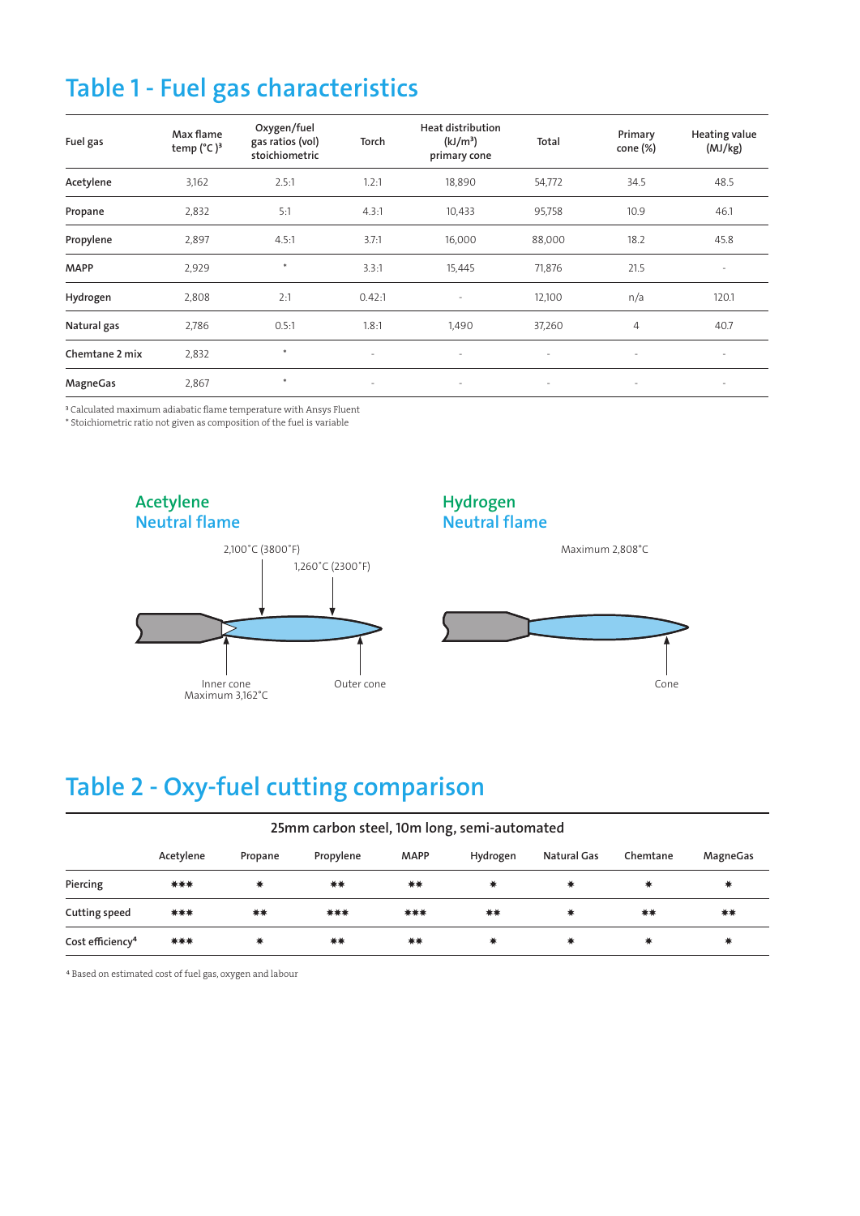# Table 1 - Fuel gas characteristics

| Fuel gas | Max flame temp (°C )[3] | Oxygen/fuel gas ratios (vol) stoichiometric | Torch | Heat distribution (kJ/m³) primary cone | Total | Primary cone (%) | Heating value (MJ/kg) |
|---|---|---|---|---|---|---|---|
| Acetylene | 3,162 | 2.5:1 | 1.2:1 | 18,890 | 54,772 | 34.5 | 48.5 |
| Propane | 2,832 | 5:1 | 4.3:1 | 10,433 | 95,758 | 10.9 | 46.1 |
| Propylene | 2,897 | 4.5:1 | 3.7:1 | 16,000 | 88,000 | 18.2 | 45.8 |
| MAPP | 2,929 | * | 3.3:1 | 15,445 | 71,876 | 21.5 | - |
| Hydrogen | 2,808 | 2:1 | 0.42:1 | - | 12,100 | n/a | 120.1 |
| Natural gas | 2,786 | 0.5:1 | 1.8:1 | 1,490 | 37,260 | 4 | 40.7 |
| Chemtane 2 mix | 2,832 | * | - | - | - | - | - |
| MagneGas | 2,867 | * | - | - | - | - | - |

[3] Calculated maximum adiabatic flame temperature with Ansys Fluent
* Stoichiometric ratio not given as composition of the fuel is variable

## Acetylene
## Neutral flame

2,100°C (3800°F)
1,260°C (2300°F)
Inner cone
Maximum 3,162°C
Outer cone

## Hydrogen
## Neutral flame

Maximum 2,808°C
Cone

# Table 2 - Oxy-fuel cutting comparison

| 25mm carbon steel, 10m long, semi-automated | | | | | | | | |
|---|---|---|---|---|---|---|---|---|
| | Acetylene | Propane | Propylene | MAPP | Hydrogen | Natural Gas | Chemtane | MagneGas |
| Piercing | *** | * | ** | ** | * | * | * | * |
| Cutting speed | *** | ** | *** | *** | ** | * | ** | ** |
| Cost efficiency[4] | *** | * | ** | ** | * | * | * | * |

[4] Based on estimated cost of fuel gas, oxygen and labour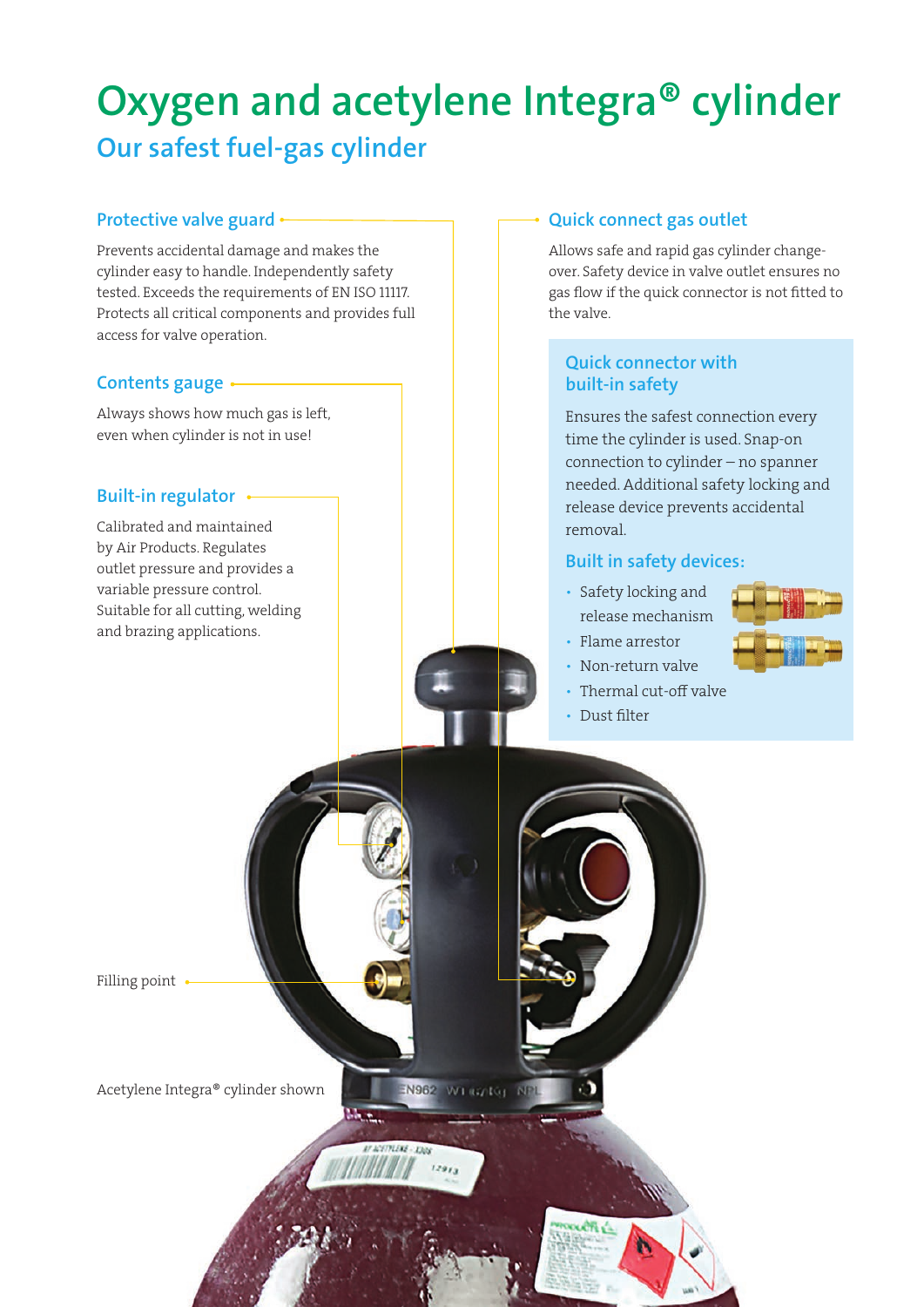# Oxygen and acetylene Integra® cylinder

## Our safest fuel-gas cylinder

### Protective valve guard

Prevents accidental damage and makes the cylinder easy to handle. Independently safety tested. Exceeds the requirements of EN ISO 11117. Protects all critical components and provides full access for valve operation.

### Contents gauge

Always shows how much gas is left, even when cylinder is not in use!

### Built-in regulator

Calibrated and maintained by Air Products. Regulates outlet pressure and provides a variable pressure control. Suitable for all cutting, welding and brazing applications.

### Quick connect gas outlet

Allows safe and rapid gas cylinder change-over. Safety device in valve outlet ensures no gas flow if the quick connector is not fitted to the valve.

### Quick connector with built-in safety

Ensures the safest connection every time the cylinder is used. Snap-on connection to cylinder – no spanner needed. Additional safety locking and release device prevents accidental removal.

### Built in safety devices:

- Safety locking and release mechanism
- Flame arrestor
- Non-return valve
- Thermal cut-off valve
- Dust filter

Filling point

Acetylene Integra® cylinder shown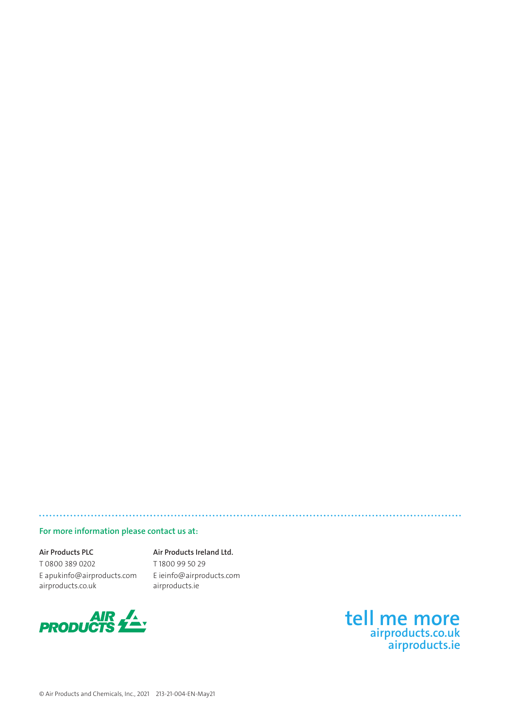**For more information please contact us at:**

**Air Products PLC**
T 0800 389 0202
E apukinfo@airproducts.com
airproducts.co.uk

**Air Products Ireland Ltd.**
T 1800 99 50 29
E ieinfo@airproducts.com
airproducts.ie

**tell me more**
**airproducts.co.uk**
**airproducts.ie**

© Air Products and Chemicals, Inc., 2021 213-21-004-EN-May21